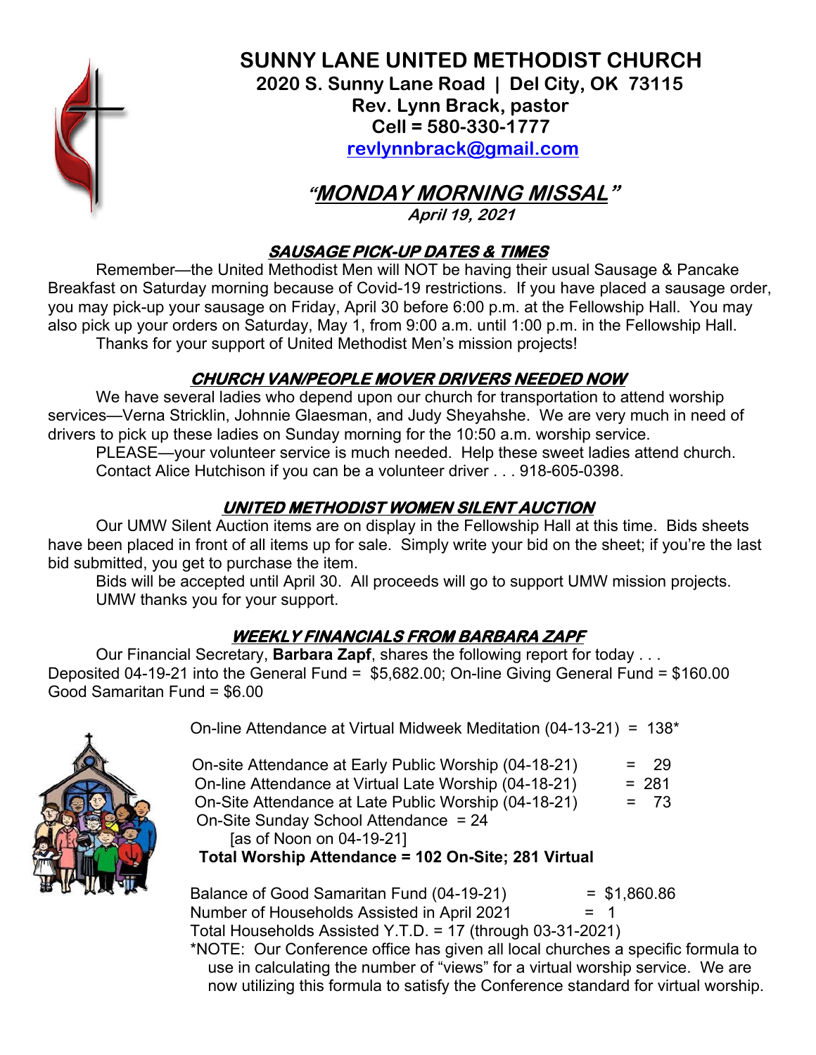# SUNNY LANE UNITED METHODIST CHURCH

**2020 S. Sunny Lane Road | Del City, OK 73115**
**Rev. Lynn Brack, pastor**
**Cell = 580-330-1777**
**revlynnbrack@gmail.com**

## *"MONDAY MORNING MISSAL"*

***April 19, 2021***

### ***SAUSAGE PICK-UP DATES & TIMES***

Remember—the United Methodist Men will NOT be having their usual Sausage & Pancake Breakfast on Saturday morning because of Covid-19 restrictions. If you have placed a sausage order, you may pick-up your sausage on Friday, April 30 before 6:00 p.m. at the Fellowship Hall. You may also pick up your orders on Saturday, May 1, from 9:00 a.m. until 1:00 p.m. in the Fellowship Hall.

Thanks for your support of United Methodist Men's mission projects!

### ***CHURCH VAN/PEOPLE MOVER DRIVERS NEEDED NOW***

We have several ladies who depend upon our church for transportation to attend worship services—Verna Stricklin, Johnnie Glaesman, and Judy Sheyahshe. We are very much in need of drivers to pick up these ladies on Sunday morning for the 10:50 a.m. worship service.

PLEASE—your volunteer service is much needed. Help these sweet ladies attend church. Contact Alice Hutchison if you can be a volunteer driver . . . 918-605-0398.

### ***UNITED METHODIST WOMEN SILENT AUCTION***

Our UMW Silent Auction items are on display in the Fellowship Hall at this time. Bids sheets have been placed in front of all items up for sale. Simply write your bid on the sheet; if you're the last bid submitted, you get to purchase the item.

Bids will be accepted until April 30. All proceeds will go to support UMW mission projects. UMW thanks you for your support.

### ***WEEKLY FINANCIALS FROM BARBARA ZAPF***

Our Financial Secretary, **Barbara Zapf**, shares the following report for today . . .
Deposited 04-19-21 into the General Fund = $5,682.00; On-line Giving General Fund = $160.00
Good Samaritan Fund = $6.00

On-line Attendance at Virtual Midweek Meditation (04-13-21) = 138*

On-site Attendance at Early Public Worship (04-18-21) = 29
On-line Attendance at Virtual Late Worship (04-18-21) = 281
On-Site Attendance at Late Public Worship (04-18-21) = 73
On-Site Sunday School Attendance = 24
[as of Noon on 04-19-21]
**Total Worship Attendance = 102 On-Site; 281 Virtual**

Balance of Good Samaritan Fund (04-19-21) = $1,860.86
Number of Households Assisted in April 2021 = 1
Total Households Assisted Y.T.D. = 17 (through 03-31-2021)

*NOTE: Our Conference office has given all local churches a specific formula to use in calculating the number of "views" for a virtual worship service. We are now utilizing this formula to satisfy the Conference standard for virtual worship.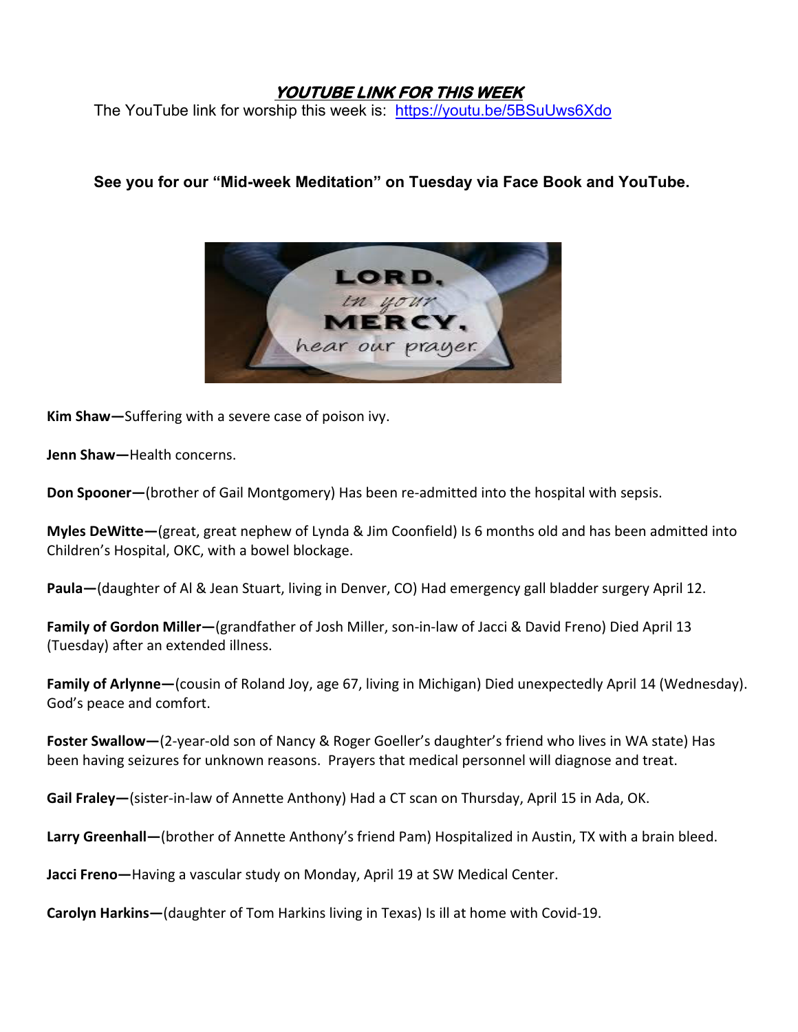## ***YOUTUBE LINK FOR THIS WEEK***

The YouTube link for worship this week is: [https://youtu.be/5BSuUws6Xdo](https://youtu.be/5BSuUws6Xdo)

**See you for our "Mid-week Meditation" on Tuesday via Face Book and YouTube.**

**Kim Shaw—**Suffering with a severe case of poison ivy.

**Jenn Shaw—**Health concerns.

**Don Spooner—**(brother of Gail Montgomery) Has been re-admitted into the hospital with sepsis.

**Myles DeWitte—**(great, great nephew of Lynda & Jim Coonfield) Is 6 months old and has been admitted into Children's Hospital, OKC, with a bowel blockage.

**Paula—**(daughter of Al & Jean Stuart, living in Denver, CO) Had emergency gall bladder surgery April 12.

**Family of Gordon Miller—**(grandfather of Josh Miller, son-in-law of Jacci & David Freno) Died April 13 (Tuesday) after an extended illness.

**Family of Arlynne—**(cousin of Roland Joy, age 67, living in Michigan) Died unexpectedly April 14 (Wednesday). God's peace and comfort.

**Foster Swallow—**(2-year-old son of Nancy & Roger Goeller's daughter's friend who lives in WA state) Has been having seizures for unknown reasons. Prayers that medical personnel will diagnose and treat.

**Gail Fraley—**(sister-in-law of Annette Anthony) Had a CT scan on Thursday, April 15 in Ada, OK.

**Larry Greenhall—**(brother of Annette Anthony's friend Pam) Hospitalized in Austin, TX with a brain bleed.

**Jacci Freno—**Having a vascular study on Monday, April 19 at SW Medical Center.

**Carolyn Harkins—**(daughter of Tom Harkins living in Texas) Is ill at home with Covid-19.